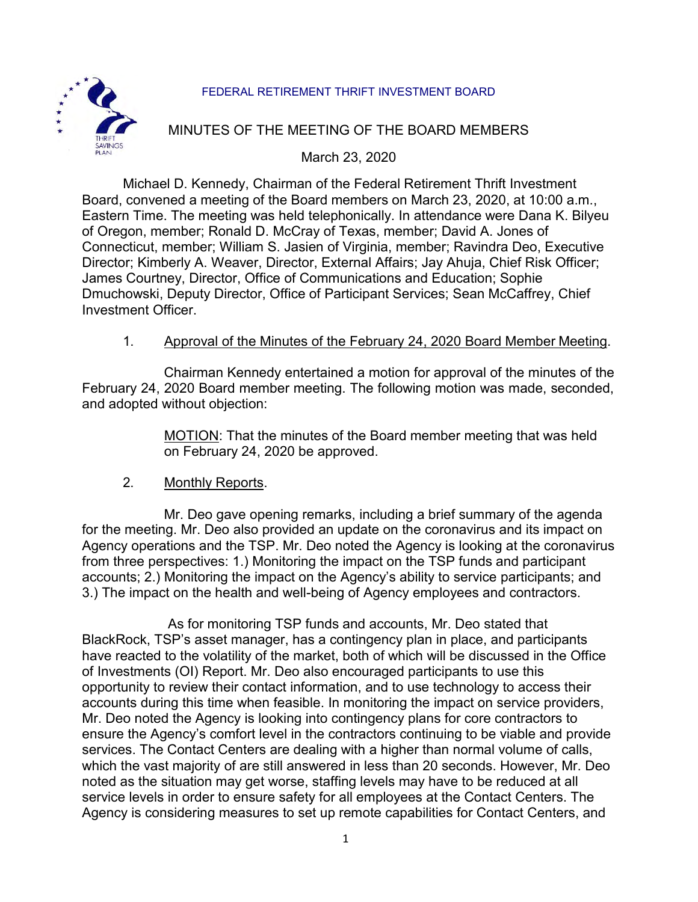FEDERAL RETIREMENT THRIFT INVESTMENT BOARD

# MINUTES OF THE MEETING OF THE BOARD MEMBERS

March 23, 2020

Michael D. Kennedy, Chairman of the Federal Retirement Thrift Investment Board, convened a meeting of the Board members on March 23, 2020, at 10:00 a.m., Eastern Time. The meeting was held telephonically. In attendance were Dana K. Bilyeu of Oregon, member; Ronald D. McCray of Texas, member; David A. Jones of Connecticut, member; William S. Jasien of Virginia, member; Ravindra Deo, Executive Director; Kimberly A. Weaver, Director, External Affairs; Jay Ahuja, Chief Risk Officer; James Courtney, Director, Office of Communications and Education; Sophie Dmuchowski, Deputy Director, Office of Participant Services; Sean McCaffrey, Chief Investment Officer.

1. Approval of the Minutes of the February 24, 2020 Board Member Meeting.

Chairman Kennedy entertained a motion for approval of the minutes of the February 24, 2020 Board member meeting. The following motion was made, seconded, and adopted without objection:

> MOTION: That the minutes of the Board member meeting that was held on February 24, 2020 be approved.

2. Monthly Reports.

Mr. Deo gave opening remarks, including a brief summary of the agenda for the meeting. Mr. Deo also provided an update on the coronavirus and its impact on Agency operations and the TSP. Mr. Deo noted the Agency is looking at the coronavirus from three perspectives: 1.) Monitoring the impact on the TSP funds and participant accounts; 2.) Monitoring the impact on the Agency's ability to service participants; and 3.) The impact on the health and well-being of Agency employees and contractors.

As for monitoring TSP funds and accounts, Mr. Deo stated that BlackRock, TSP's asset manager, has a contingency plan in place, and participants have reacted to the volatility of the market, both of which will be discussed in the Office of Investments (OI) Report. Mr. Deo also encouraged participants to use this opportunity to review their contact information, and to use technology to access their accounts during this time when feasible. In monitoring the impact on service providers, Mr. Deo noted the Agency is looking into contingency plans for core contractors to ensure the Agency's comfort level in the contractors continuing to be viable and provide services. The Contact Centers are dealing with a higher than normal volume of calls, which the vast majority of are still answered in less than 20 seconds. However, Mr. Deo noted as the situation may get worse, staffing levels may have to be reduced at all service levels in order to ensure safety for all employees at the Contact Centers. The Agency is considering measures to set up remote capabilities for Contact Centers, and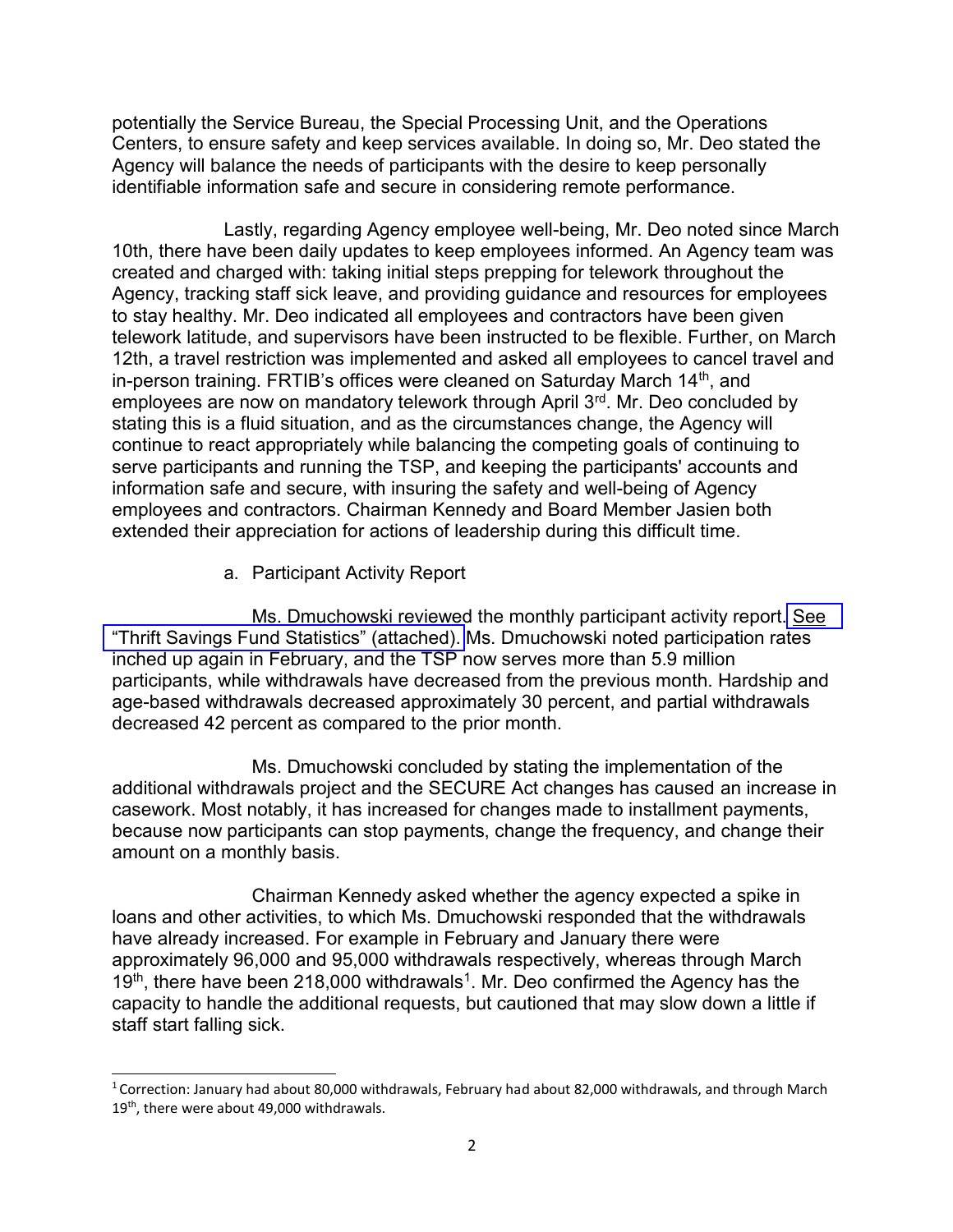potentially the Service Bureau, the Special Processing Unit, and the Operations Centers, to ensure safety and keep services available. In doing so, Mr. Deo stated the Agency will balance the needs of participants with the desire to keep personally identifiable information safe and secure in considering remote performance.

Lastly, regarding Agency employee well-being, Mr. Deo noted since March 10th, there have been daily updates to keep employees informed. An Agency team was created and charged with: taking initial steps prepping for telework throughout the Agency, tracking staff sick leave, and providing guidance and resources for employees to stay healthy. Mr. Deo indicated all employees and contractors have been given telework latitude, and supervisors have been instructed to be flexible. Further, on March 12th, a travel restriction was implemented and asked all employees to cancel travel and in-person training. FRTIB's offices were cleaned on Saturday March 14th, and employees are now on mandatory telework through April 3rd. Mr. Deo concluded by stating this is a fluid situation, and as the circumstances change, the Agency will continue to react appropriately while balancing the competing goals of continuing to serve participants and running the TSP, and keeping the participants' accounts and information safe and secure, with insuring the safety and well-being of Agency employees and contractors. Chairman Kennedy and Board Member Jasien both extended their appreciation for actions of leadership during this difficult time.

a. Participant Activity Report

Ms. Dmuchowski reviewed the monthly participant activity report. See "Thrift Savings Fund Statistics" (attached). Ms. Dmuchowski noted participation rates inched up again in February, and the TSP now serves more than 5.9 million participants, while withdrawals have decreased from the previous month. Hardship and age-based withdrawals decreased approximately 30 percent, and partial withdrawals decreased 42 percent as compared to the prior month.

Ms. Dmuchowski concluded by stating the implementation of the additional withdrawals project and the SECURE Act changes has caused an increase in casework. Most notably, it has increased for changes made to installment payments, because now participants can stop payments, change the frequency, and change their amount on a monthly basis.

Chairman Kennedy asked whether the agency expected a spike in loans and other activities, to which Ms. Dmuchowski responded that the withdrawals have already increased. For example in February and January there were approximately 96,000 and 95,000 withdrawals respectively, whereas through March 19th, there have been 218,000 withdrawals[1]. Mr. Deo confirmed the Agency has the capacity to handle the additional requests, but cautioned that may slow down a little if staff start falling sick.

[1] Correction: January had about 80,000 withdrawals, February had about 82,000 withdrawals, and through March 19th, there were about 49,000 withdrawals.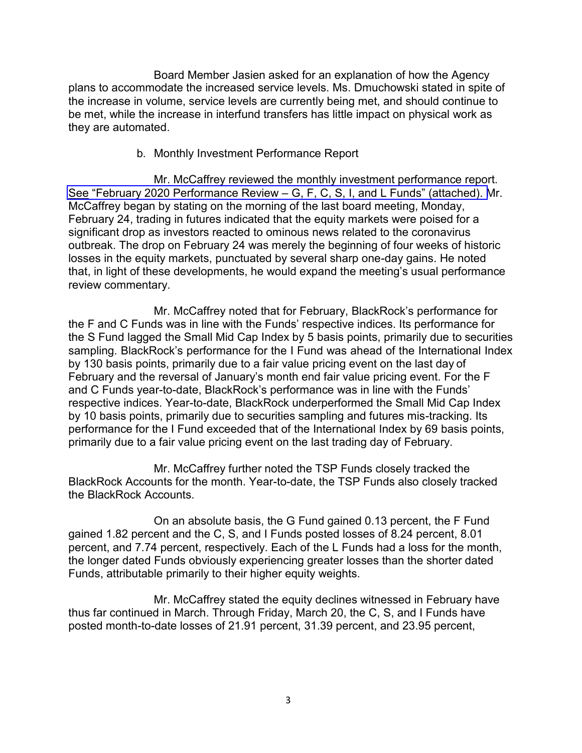Board Member Jasien asked for an explanation of how the Agency plans to accommodate the increased service levels. Ms. Dmuchowski stated in spite of the increase in volume, service levels are currently being met, and should continue to be met, while the increase in interfund transfers has little impact on physical work as they are automated.

b. Monthly Investment Performance Report

Mr. McCaffrey reviewed the monthly investment performance report. See "February 2020 Performance Review – G, F, C, S, I, and L Funds" (attached). Mr. McCaffrey began by stating on the morning of the last board meeting, Monday, February 24, trading in futures indicated that the equity markets were poised for a significant drop as investors reacted to ominous news related to the coronavirus outbreak. The drop on February 24 was merely the beginning of four weeks of historic losses in the equity markets, punctuated by several sharp one-day gains. He noted that, in light of these developments, he would expand the meeting's usual performance review commentary.

Mr. McCaffrey noted that for February, BlackRock's performance for the F and C Funds was in line with the Funds' respective indices. Its performance for the S Fund lagged the Small Mid Cap Index by 5 basis points, primarily due to securities sampling. BlackRock's performance for the I Fund was ahead of the International Index by 130 basis points, primarily due to a fair value pricing event on the last day of February and the reversal of January's month end fair value pricing event. For the F and C Funds year-to-date, BlackRock's performance was in line with the Funds' respective indices. Year-to-date, BlackRock underperformed the Small Mid Cap Index by 10 basis points, primarily due to securities sampling and futures mis-tracking. Its performance for the I Fund exceeded that of the International Index by 69 basis points, primarily due to a fair value pricing event on the last trading day of February.

Mr. McCaffrey further noted the TSP Funds closely tracked the BlackRock Accounts for the month. Year-to-date, the TSP Funds also closely tracked the BlackRock Accounts.

On an absolute basis, the G Fund gained 0.13 percent, the F Fund gained 1.82 percent and the C, S, and I Funds posted losses of 8.24 percent, 8.01 percent, and 7.74 percent, respectively. Each of the L Funds had a loss for the month, the longer dated Funds obviously experiencing greater losses than the shorter dated Funds, attributable primarily to their higher equity weights.

Mr. McCaffrey stated the equity declines witnessed in February have thus far continued in March. Through Friday, March 20, the C, S, and I Funds have posted month-to-date losses of 21.91 percent, 31.39 percent, and 23.95 percent,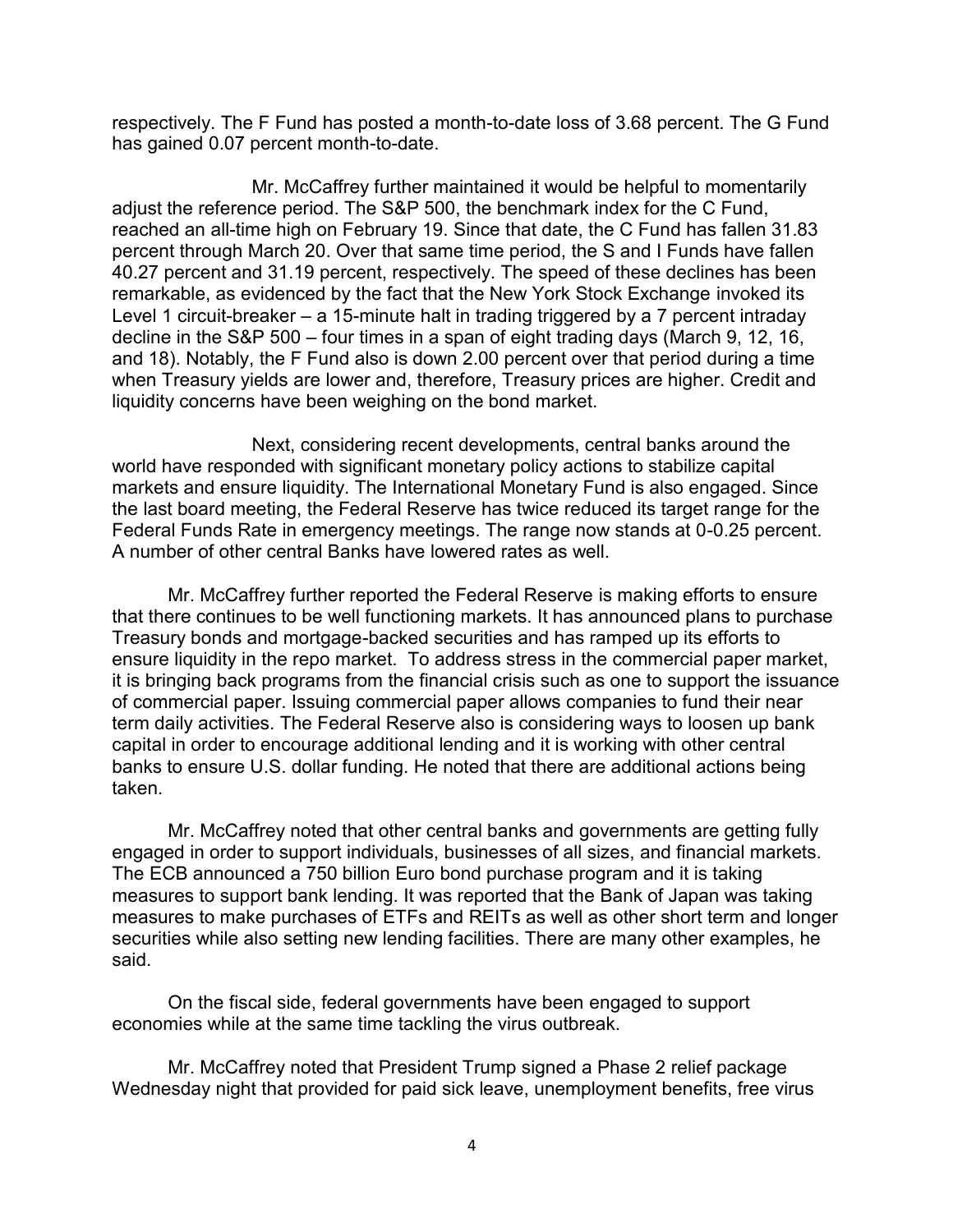respectively. The F Fund has posted a month-to-date loss of 3.68 percent. The G Fund has gained 0.07 percent month-to-date.

Mr. McCaffrey further maintained it would be helpful to momentarily adjust the reference period. The S&P 500, the benchmark index for the C Fund, reached an all-time high on February 19. Since that date, the C Fund has fallen 31.83 percent through March 20. Over that same time period, the S and I Funds have fallen 40.27 percent and 31.19 percent, respectively. The speed of these declines has been remarkable, as evidenced by the fact that the New York Stock Exchange invoked its Level 1 circuit-breaker – a 15-minute halt in trading triggered by a 7 percent intraday decline in the S&P 500 – four times in a span of eight trading days (March 9, 12, 16, and 18). Notably, the F Fund also is down 2.00 percent over that period during a time when Treasury yields are lower and, therefore, Treasury prices are higher. Credit and liquidity concerns have been weighing on the bond market.

Next, considering recent developments, central banks around the world have responded with significant monetary policy actions to stabilize capital markets and ensure liquidity. The International Monetary Fund is also engaged. Since the last board meeting, the Federal Reserve has twice reduced its target range for the Federal Funds Rate in emergency meetings. The range now stands at 0-0.25 percent. A number of other central Banks have lowered rates as well.

Mr. McCaffrey further reported the Federal Reserve is making efforts to ensure that there continues to be well functioning markets. It has announced plans to purchase Treasury bonds and mortgage-backed securities and has ramped up its efforts to ensure liquidity in the repo market. To address stress in the commercial paper market, it is bringing back programs from the financial crisis such as one to support the issuance of commercial paper. Issuing commercial paper allows companies to fund their near term daily activities. The Federal Reserve also is considering ways to loosen up bank capital in order to encourage additional lending and it is working with other central banks to ensure U.S. dollar funding. He noted that there are additional actions being taken.

Mr. McCaffrey noted that other central banks and governments are getting fully engaged in order to support individuals, businesses of all sizes, and financial markets. The ECB announced a 750 billion Euro bond purchase program and it is taking measures to support bank lending. It was reported that the Bank of Japan was taking measures to make purchases of ETFs and REITs as well as other short term and longer securities while also setting new lending facilities. There are many other examples, he said.

On the fiscal side, federal governments have been engaged to support economies while at the same time tackling the virus outbreak.

Mr. McCaffrey noted that President Trump signed a Phase 2 relief package Wednesday night that provided for paid sick leave, unemployment benefits, free virus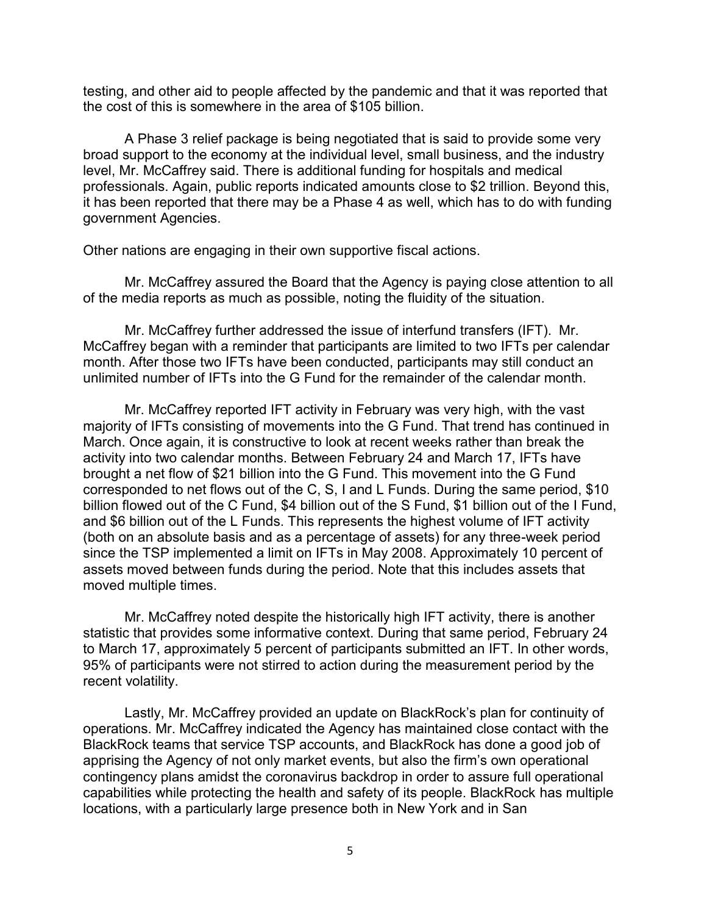testing, and other aid to people affected by the pandemic and that it was reported that the cost of this is somewhere in the area of $105 billion.

A Phase 3 relief package is being negotiated that is said to provide some very broad support to the economy at the individual level, small business, and the industry level, Mr. McCaffrey said. There is additional funding for hospitals and medical professionals. Again, public reports indicated amounts close to $2 trillion. Beyond this, it has been reported that there may be a Phase 4 as well, which has to do with funding government Agencies.

Other nations are engaging in their own supportive fiscal actions.

Mr. McCaffrey assured the Board that the Agency is paying close attention to all of the media reports as much as possible, noting the fluidity of the situation.

Mr. McCaffrey further addressed the issue of interfund transfers (IFT). Mr. McCaffrey began with a reminder that participants are limited to two IFTs per calendar month. After those two IFTs have been conducted, participants may still conduct an unlimited number of IFTs into the G Fund for the remainder of the calendar month.

Mr. McCaffrey reported IFT activity in February was very high, with the vast majority of IFTs consisting of movements into the G Fund. That trend has continued in March. Once again, it is constructive to look at recent weeks rather than break the activity into two calendar months. Between February 24 and March 17, IFTs have brought a net flow of $21 billion into the G Fund. This movement into the G Fund corresponded to net flows out of the C, S, I and L Funds. During the same period, $10 billion flowed out of the C Fund, $4 billion out of the S Fund, $1 billion out of the I Fund, and $6 billion out of the L Funds. This represents the highest volume of IFT activity (both on an absolute basis and as a percentage of assets) for any three-week period since the TSP implemented a limit on IFTs in May 2008. Approximately 10 percent of assets moved between funds during the period. Note that this includes assets that moved multiple times.

Mr. McCaffrey noted despite the historically high IFT activity, there is another statistic that provides some informative context. During that same period, February 24 to March 17, approximately 5 percent of participants submitted an IFT. In other words, 95% of participants were not stirred to action during the measurement period by the recent volatility.

Lastly, Mr. McCaffrey provided an update on BlackRock's plan for continuity of operations. Mr. McCaffrey indicated the Agency has maintained close contact with the BlackRock teams that service TSP accounts, and BlackRock has done a good job of apprising the Agency of not only market events, but also the firm's own operational contingency plans amidst the coronavirus backdrop in order to assure full operational capabilities while protecting the health and safety of its people. BlackRock has multiple locations, with a particularly large presence both in New York and in San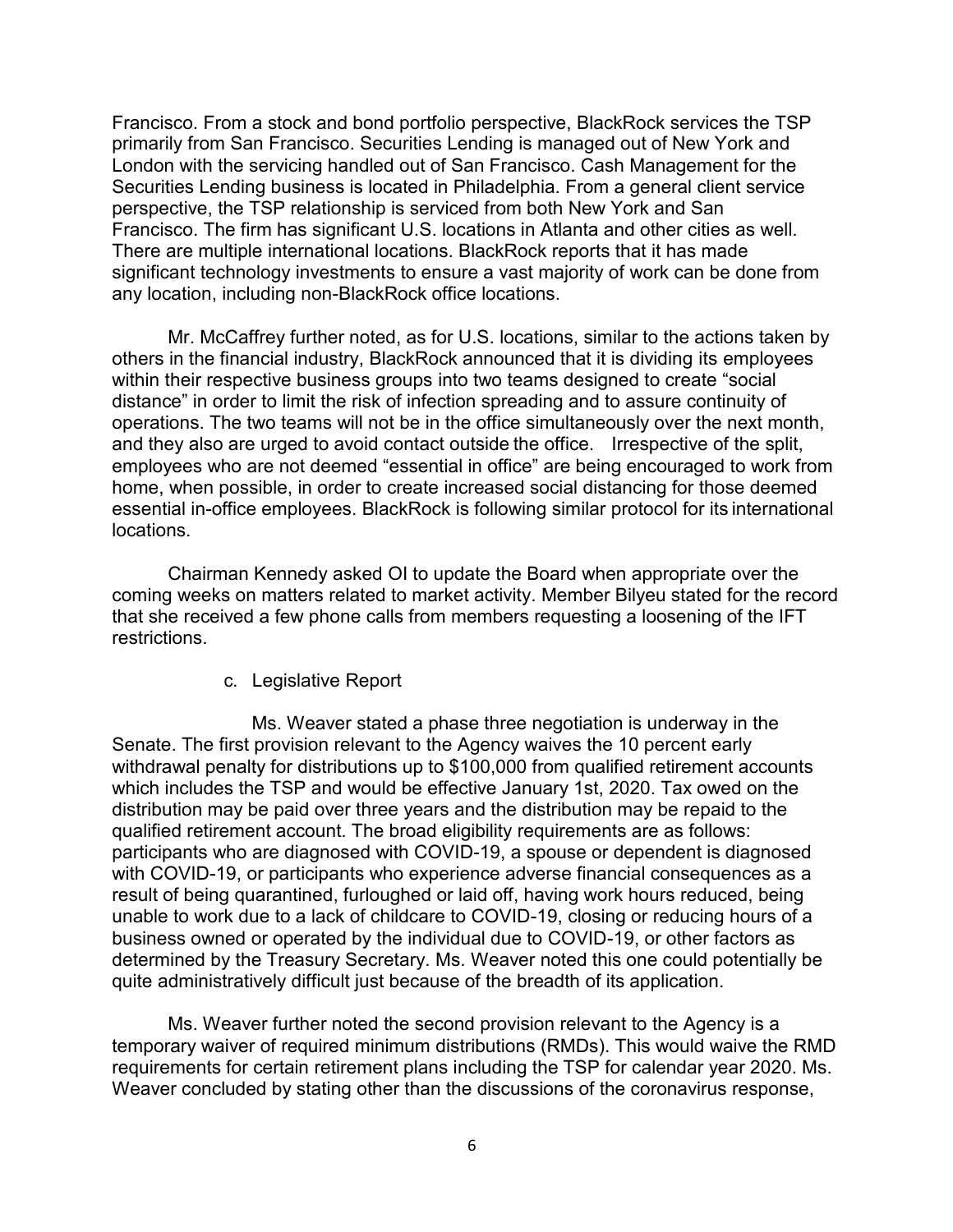Francisco. From a stock and bond portfolio perspective, BlackRock services the TSP primarily from San Francisco. Securities Lending is managed out of New York and London with the servicing handled out of San Francisco. Cash Management for the Securities Lending business is located in Philadelphia. From a general client service perspective, the TSP relationship is serviced from both New York and San Francisco. The firm has significant U.S. locations in Atlanta and other cities as well. There are multiple international locations. BlackRock reports that it has made significant technology investments to ensure a vast majority of work can be done from any location, including non-BlackRock office locations.

Mr. McCaffrey further noted, as for U.S. locations, similar to the actions taken by others in the financial industry, BlackRock announced that it is dividing its employees within their respective business groups into two teams designed to create "social distance" in order to limit the risk of infection spreading and to assure continuity of operations. The two teams will not be in the office simultaneously over the next month, and they also are urged to avoid contact outside the office. Irrespective of the split, employees who are not deemed "essential in office" are being encouraged to work from home, when possible, in order to create increased social distancing for those deemed essential in-office employees. BlackRock is following similar protocol for its international locations.

Chairman Kennedy asked OI to update the Board when appropriate over the coming weeks on matters related to market activity. Member Bilyeu stated for the record that she received a few phone calls from members requesting a loosening of the IFT restrictions.

c. Legislative Report

Ms. Weaver stated a phase three negotiation is underway in the Senate. The first provision relevant to the Agency waives the 10 percent early withdrawal penalty for distributions up to $100,000 from qualified retirement accounts which includes the TSP and would be effective January 1st, 2020. Tax owed on the distribution may be paid over three years and the distribution may be repaid to the qualified retirement account. The broad eligibility requirements are as follows: participants who are diagnosed with COVID-19, a spouse or dependent is diagnosed with COVID-19, or participants who experience adverse financial consequences as a result of being quarantined, furloughed or laid off, having work hours reduced, being unable to work due to a lack of childcare to COVID-19, closing or reducing hours of a business owned or operated by the individual due to COVID-19, or other factors as determined by the Treasury Secretary. Ms. Weaver noted this one could potentially be quite administratively difficult just because of the breadth of its application.

Ms. Weaver further noted the second provision relevant to the Agency is a temporary waiver of required minimum distributions (RMDs). This would waive the RMD requirements for certain retirement plans including the TSP for calendar year 2020. Ms. Weaver concluded by stating other than the discussions of the coronavirus response,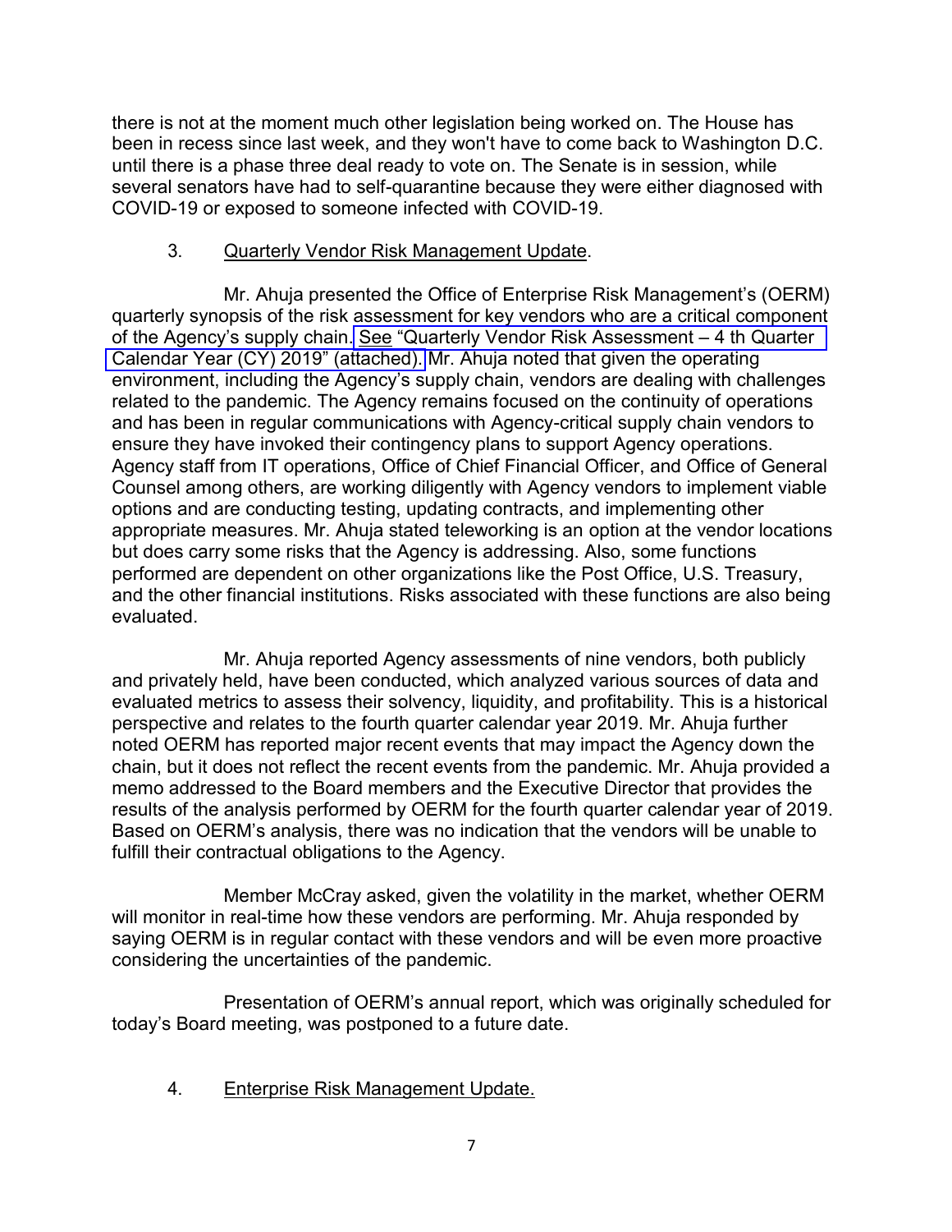there is not at the moment much other legislation being worked on. The House has been in recess since last week, and they won't have to come back to Washington D.C. until there is a phase three deal ready to vote on. The Senate is in session, while several senators have had to self-quarantine because they were either diagnosed with COVID-19 or exposed to someone infected with COVID-19.

3. Quarterly Vendor Risk Management Update.

Mr. Ahuja presented the Office of Enterprise Risk Management's (OERM) quarterly synopsis of the risk assessment for key vendors who are a critical component of the Agency's supply chain. See "Quarterly Vendor Risk Assessment – 4 th Quarter Calendar Year (CY) 2019" (attached). Mr. Ahuja noted that given the operating environment, including the Agency's supply chain, vendors are dealing with challenges related to the pandemic. The Agency remains focused on the continuity of operations and has been in regular communications with Agency-critical supply chain vendors to ensure they have invoked their contingency plans to support Agency operations. Agency staff from IT operations, Office of Chief Financial Officer, and Office of General Counsel among others, are working diligently with Agency vendors to implement viable options and are conducting testing, updating contracts, and implementing other appropriate measures. Mr. Ahuja stated teleworking is an option at the vendor locations but does carry some risks that the Agency is addressing. Also, some functions performed are dependent on other organizations like the Post Office, U.S. Treasury, and the other financial institutions. Risks associated with these functions are also being evaluated.

Mr. Ahuja reported Agency assessments of nine vendors, both publicly and privately held, have been conducted, which analyzed various sources of data and evaluated metrics to assess their solvency, liquidity, and profitability. This is a historical perspective and relates to the fourth quarter calendar year 2019. Mr. Ahuja further noted OERM has reported major recent events that may impact the Agency down the chain, but it does not reflect the recent events from the pandemic. Mr. Ahuja provided a memo addressed to the Board members and the Executive Director that provides the results of the analysis performed by OERM for the fourth quarter calendar year of 2019. Based on OERM's analysis, there was no indication that the vendors will be unable to fulfill their contractual obligations to the Agency.

Member McCray asked, given the volatility in the market, whether OERM will monitor in real-time how these vendors are performing. Mr. Ahuja responded by saying OERM is in regular contact with these vendors and will be even more proactive considering the uncertainties of the pandemic.

Presentation of OERM's annual report, which was originally scheduled for today's Board meeting, was postponed to a future date.

4. Enterprise Risk Management Update.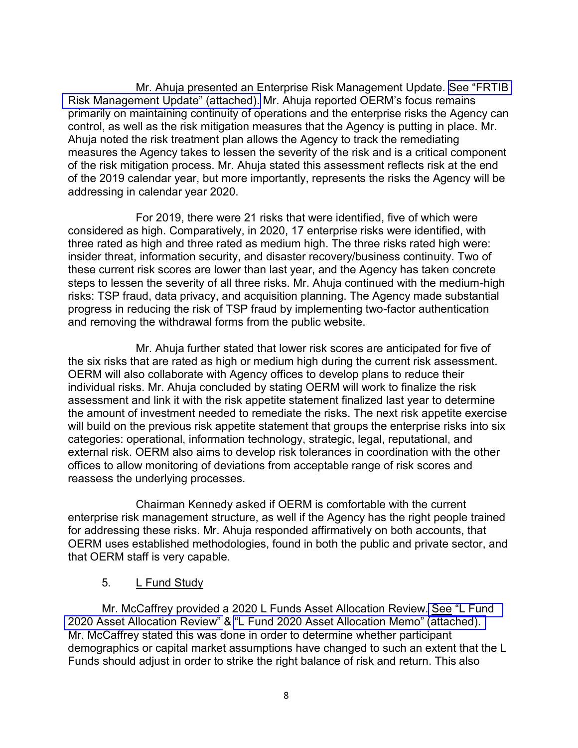Mr. Ahuja presented an Enterprise Risk Management Update. See "FRTIB Risk Management Update" (attached). Mr. Ahuja reported OERM's focus remains primarily on maintaining continuity of operations and the enterprise risks the Agency can control, as well as the risk mitigation measures that the Agency is putting in place. Mr. Ahuja noted the risk treatment plan allows the Agency to track the remediating measures the Agency takes to lessen the severity of the risk and is a critical component of the risk mitigation process. Mr. Ahuja stated this assessment reflects risk at the end of the 2019 calendar year, but more importantly, represents the risks the Agency will be addressing in calendar year 2020.

For 2019, there were 21 risks that were identified, five of which were considered as high. Comparatively, in 2020, 17 enterprise risks were identified, with three rated as high and three rated as medium high. The three risks rated high were: insider threat, information security, and disaster recovery/business continuity. Two of these current risk scores are lower than last year, and the Agency has taken concrete steps to lessen the severity of all three risks. Mr. Ahuja continued with the medium-high risks: TSP fraud, data privacy, and acquisition planning. The Agency made substantial progress in reducing the risk of TSP fraud by implementing two-factor authentication and removing the withdrawal forms from the public website.

Mr. Ahuja further stated that lower risk scores are anticipated for five of the six risks that are rated as high or medium high during the current risk assessment. OERM will also collaborate with Agency offices to develop plans to reduce their individual risks. Mr. Ahuja concluded by stating OERM will work to finalize the risk assessment and link it with the risk appetite statement finalized last year to determine the amount of investment needed to remediate the risks. The next risk appetite exercise will build on the previous risk appetite statement that groups the enterprise risks into six categories: operational, information technology, strategic, legal, reputational, and external risk. OERM also aims to develop risk tolerances in coordination with the other offices to allow monitoring of deviations from acceptable range of risk scores and reassess the underlying processes.

Chairman Kennedy asked if OERM is comfortable with the current enterprise risk management structure, as well if the Agency has the right people trained for addressing these risks. Mr. Ahuja responded affirmatively on both accounts, that OERM uses established methodologies, found in both the public and private sector, and that OERM staff is very capable.

5. L Fund Study

Mr. McCaffrey provided a 2020 L Funds Asset Allocation Review. See "L Fund 2020 Asset Allocation Review" & "L Fund 2020 Asset Allocation Memo" (attached). Mr. McCaffrey stated this was done in order to determine whether participant demographics or capital market assumptions have changed to such an extent that the L Funds should adjust in order to strike the right balance of risk and return. This also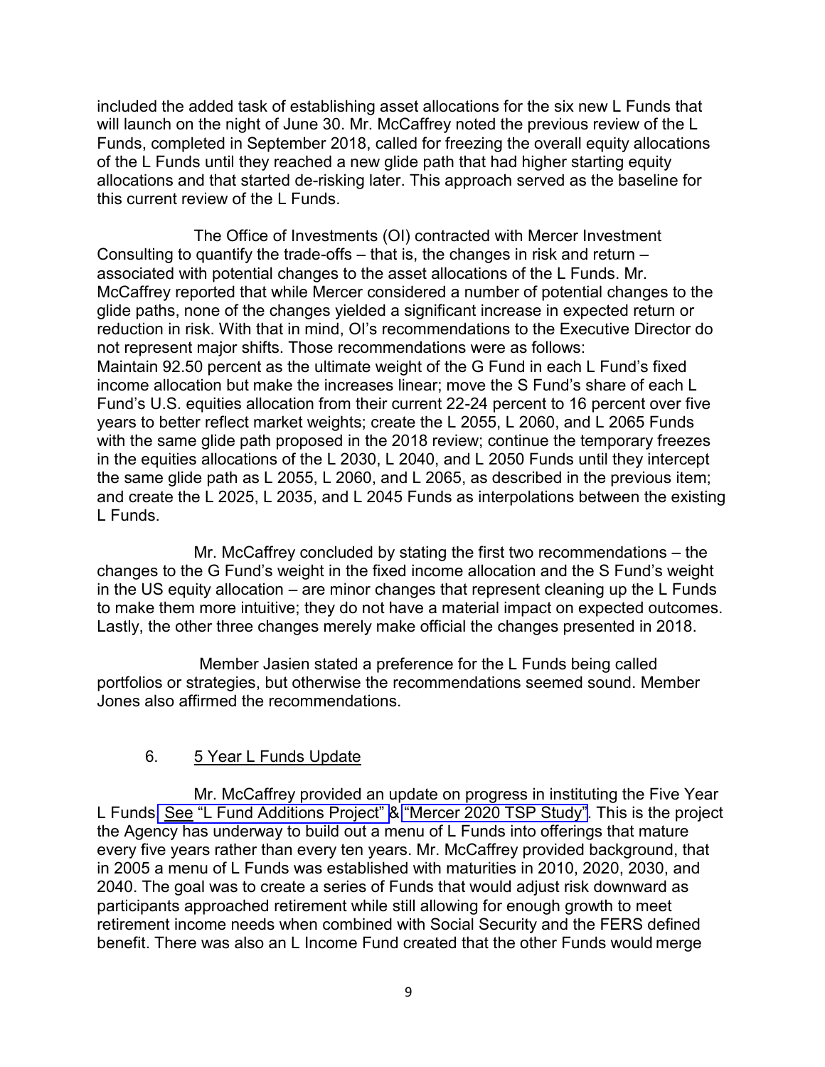included the added task of establishing asset allocations for the six new L Funds that will launch on the night of June 30. Mr. McCaffrey noted the previous review of the L Funds, completed in September 2018, called for freezing the overall equity allocations of the L Funds until they reached a new glide path that had higher starting equity allocations and that started de-risking later. This approach served as the baseline for this current review of the L Funds.

The Office of Investments (OI) contracted with Mercer Investment Consulting to quantify the trade-offs – that is, the changes in risk and return – associated with potential changes to the asset allocations of the L Funds. Mr. McCaffrey reported that while Mercer considered a number of potential changes to the glide paths, none of the changes yielded a significant increase in expected return or reduction in risk. With that in mind, OI's recommendations to the Executive Director do not represent major shifts. Those recommendations were as follows: Maintain 92.50 percent as the ultimate weight of the G Fund in each L Fund's fixed income allocation but make the increases linear; move the S Fund's share of each L Fund's U.S. equities allocation from their current 22-24 percent to 16 percent over five years to better reflect market weights; create the L 2055, L 2060, and L 2065 Funds with the same glide path proposed in the 2018 review; continue the temporary freezes in the equities allocations of the L 2030, L 2040, and L 2050 Funds until they intercept the same glide path as L 2055, L 2060, and L 2065, as described in the previous item; and create the L 2025, L 2035, and L 2045 Funds as interpolations between the existing L Funds.

Mr. McCaffrey concluded by stating the first two recommendations – the changes to the G Fund's weight in the fixed income allocation and the S Fund's weight in the US equity allocation – are minor changes that represent cleaning up the L Funds to make them more intuitive; they do not have a material impact on expected outcomes. Lastly, the other three changes merely make official the changes presented in 2018.

Member Jasien stated a preference for the L Funds being called portfolios or strategies, but otherwise the recommendations seemed sound. Member Jones also affirmed the recommendations.

6. 5 Year L Funds Update

Mr. McCaffrey provided an update on progress in instituting the Five Year L Funds. See "L Fund Additions Project" & "Mercer 2020 TSP Study". This is the project the Agency has underway to build out a menu of L Funds into offerings that mature every five years rather than every ten years. Mr. McCaffrey provided background, that in 2005 a menu of L Funds was established with maturities in 2010, 2020, 2030, and 2040. The goal was to create a series of Funds that would adjust risk downward as participants approached retirement while still allowing for enough growth to meet retirement income needs when combined with Social Security and the FERS defined benefit. There was also an L Income Fund created that the other Funds would merge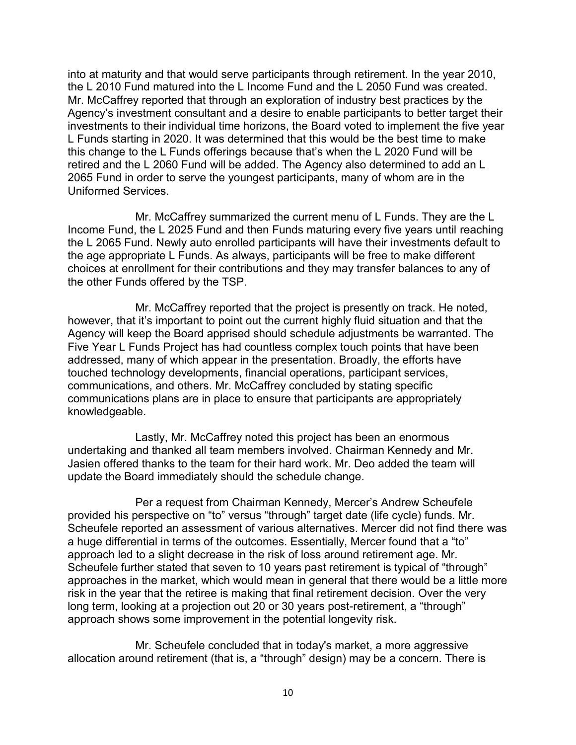into at maturity and that would serve participants through retirement. In the year 2010, the L 2010 Fund matured into the L Income Fund and the L 2050 Fund was created. Mr. McCaffrey reported that through an exploration of industry best practices by the Agency's investment consultant and a desire to enable participants to better target their investments to their individual time horizons, the Board voted to implement the five year L Funds starting in 2020. It was determined that this would be the best time to make this change to the L Funds offerings because that's when the L 2020 Fund will be retired and the L 2060 Fund will be added. The Agency also determined to add an L 2065 Fund in order to serve the youngest participants, many of whom are in the Uniformed Services.

Mr. McCaffrey summarized the current menu of L Funds. They are the L Income Fund, the L 2025 Fund and then Funds maturing every five years until reaching the L 2065 Fund. Newly auto enrolled participants will have their investments default to the age appropriate L Funds. As always, participants will be free to make different choices at enrollment for their contributions and they may transfer balances to any of the other Funds offered by the TSP.

Mr. McCaffrey reported that the project is presently on track. He noted, however, that it's important to point out the current highly fluid situation and that the Agency will keep the Board apprised should schedule adjustments be warranted. The Five Year L Funds Project has had countless complex touch points that have been addressed, many of which appear in the presentation. Broadly, the efforts have touched technology developments, financial operations, participant services, communications, and others. Mr. McCaffrey concluded by stating specific communications plans are in place to ensure that participants are appropriately knowledgeable.

Lastly, Mr. McCaffrey noted this project has been an enormous undertaking and thanked all team members involved. Chairman Kennedy and Mr. Jasien offered thanks to the team for their hard work. Mr. Deo added the team will update the Board immediately should the schedule change.

Per a request from Chairman Kennedy, Mercer's Andrew Scheufele provided his perspective on "to" versus "through" target date (life cycle) funds. Mr. Scheufele reported an assessment of various alternatives. Mercer did not find there was a huge differential in terms of the outcomes. Essentially, Mercer found that a "to" approach led to a slight decrease in the risk of loss around retirement age. Mr. Scheufele further stated that seven to 10 years past retirement is typical of "through" approaches in the market, which would mean in general that there would be a little more risk in the year that the retiree is making that final retirement decision. Over the very long term, looking at a projection out 20 or 30 years post-retirement, a "through" approach shows some improvement in the potential longevity risk.

Mr. Scheufele concluded that in today's market, a more aggressive allocation around retirement (that is, a "through" design) may be a concern. There is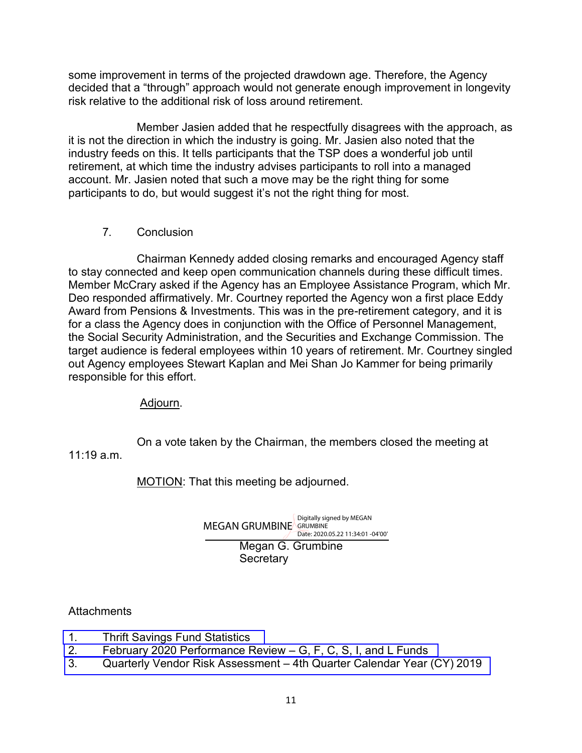some improvement in terms of the projected drawdown age. Therefore, the Agency decided that a “through” approach would not generate enough improvement in longevity risk relative to the additional risk of loss around retirement.

Member Jasien added that he respectfully disagrees with the approach, as it is not the direction in which the industry is going. Mr. Jasien also noted that the industry feeds on this. It tells participants that the TSP does a wonderful job until retirement, at which time the industry advises participants to roll into a managed account. Mr. Jasien noted that such a move may be the right thing for some participants to do, but would suggest it’s not the right thing for most.

7. Conclusion

Chairman Kennedy added closing remarks and encouraged Agency staff to stay connected and keep open communication channels during these difficult times. Member McCrary asked if the Agency has an Employee Assistance Program, which Mr. Deo responded affirmatively. Mr. Courtney reported the Agency won a first place Eddy Award from Pensions & Investments. This was in the pre-retirement category, and it is for a class the Agency does in conjunction with the Office of Personnel Management, the Social Security Administration, and the Securities and Exchange Commission. The target audience is federal employees within 10 years of retirement. Mr. Courtney singled out Agency employees Stewart Kaplan and Mei Shan Jo Kammer for being primarily responsible for this effort.

Adjourn.

On a vote taken by the Chairman, the members closed the meeting at 11:19 a.m.

MOTION: That this meeting be adjourned.

MEGAN GRUMBINE Digitally signed by MEGAN GRUMBINE Date: 2020.05.22 11:34:01 -04'00'

Megan G. Grumbine
Secretary

Attachments

1. Thrift Savings Fund Statistics
2. February 2020 Performance Review – G, F, C, S, I, and L Funds
3. Quarterly Vendor Risk Assessment – 4th Quarter Calendar Year (CY) 2019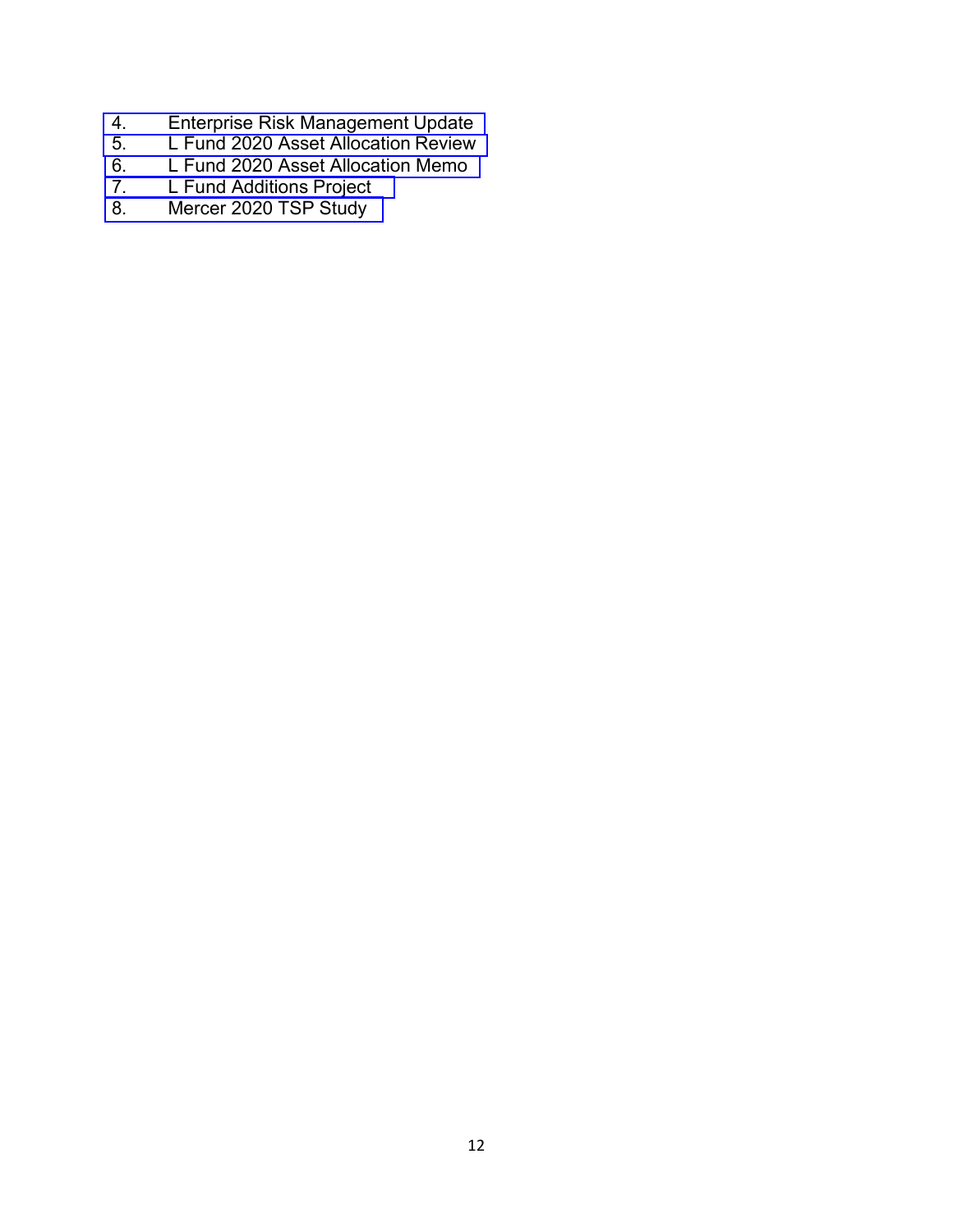4. Enterprise Risk Management Update
5. L Fund 2020 Asset Allocation Review
6. L Fund 2020 Asset Allocation Memo
7. L Fund Additions Project
8. Mercer 2020 TSP Study